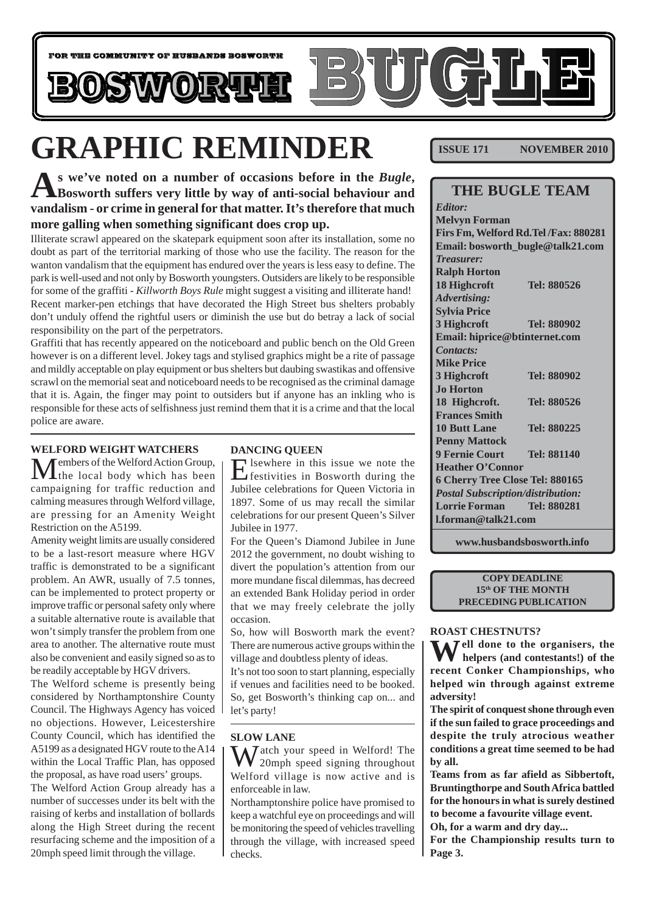FOR THE COMMUNITY OF HUSBANDS BOSWORTH

# BOSWORTH BUGLE

# GRAPHIC REMINDER

**As we've noted on a number of occasions before in the *Bugle*, Bosworth suffers very little by way of anti-social behaviour and vandalism - or crime in general for that matter. It's therefore that much more galling when something significant does crop up.**

Illiterate scrawl appeared on the skatepark equipment soon after its installation, some no doubt as part of the territorial marking of those who use the facility. The reason for the wanton vandalism that the equipment has endured over the years is less easy to define. The park is well-used and not only by Bosworth youngsters. Outsiders are likely to be responsible for some of the graffiti - *Killworth Boys Rule* might suggest a visiting and illiterate hand!

Recent marker-pen etchings that have decorated the High Street bus shelters probably don't unduly offend the rightful users or diminish the use but do betray a lack of social responsibility on the part of the perpetrators.

Graffiti that has recently appeared on the noticeboard and public bench on the Old Green however is on a different level. Jokey tags and stylised graphics might be a rite of passage and mildly acceptable on play equipment or bus shelters but daubing swastikas and offensive scrawl on the memorial seat and noticeboard needs to be recognised as the criminal damage that it is. Again, the finger may point to outsiders but if anyone has an inkling who is responsible for these acts of selfishness just remind them that it is a crime and that the local police are aware.

### WELFORD WEIGHT WATCHERS

Members of the Welford Action Group, the local body which has been campaigning for traffic reduction and calming measures through Welford village, are pressing for an Amenity Weight Restriction on the A5199.

Amenity weight limits are usually considered to be a last-resort measure where HGV traffic is demonstrated to be a significant problem. An AWR, usually of 7.5 tonnes, can be implemented to protect property or improve traffic or personal safety only where a suitable alternative route is available that won't simply transfer the problem from one area to another. The alternative route must also be convenient and easily signed so as to be readily acceptable by HGV drivers.

The Welford scheme is presently being considered by Northamptonshire County Council. The Highways Agency has voiced no objections. However, Leicestershire County Council, which has identified the A5199 as a designated HGV route to the A14 within the Local Traffic Plan, has opposed the proposal, as have road users' groups.

The Welford Action Group already has a number of successes under its belt with the raising of kerbs and installation of bollards along the High Street during the recent resurfacing scheme and the imposition of a 20mph speed limit through the village.

### DANCING QUEEN

Elsewhere in this issue we note the festivities in Bosworth during the Jubilee celebrations for Queen Victoria in 1897. Some of us may recall the similar celebrations for our present Queen's Silver Jubilee in 1977.

For the Queen's Diamond Jubilee in June 2012 the government, no doubt wishing to divert the population's attention from our more mundane fiscal dilemmas, has decreed an extended Bank Holiday period in order that we may freely celebrate the jolly occasion.

So, how will Bosworth mark the event? There are numerous active groups within the village and doubtless plenty of ideas.

It's not too soon to start planning, especially if venues and facilities need to be booked. So, get Bosworth's thinking cap on... and let's party!

### SLOW LANE

Watch your speed in Welford! The 20mph speed signing throughout Welford village is now active and is enforceable in law.

Northamptonshire police have promised to keep a watchful eye on proceedings and will be monitoring the speed of vehicles travelling through the village, with increased speed checks.

**ISSUE 171 NOVEMBER 2010**

## THE BUGLE TEAM

*Editor:*
**Melvyn Forman**
**Firs Fm, Welford Rd.Tel /Fax: 880281**
**Email: bosworth_bugle@talk21.com**

*Treasurer:*
**Ralph Horton**
**18 Highcroft Tel: 880526**

*Advertising:*
**Sylvia Price**
**3 Highcroft Tel: 880902**
**Email: hiprice@btinternet.com**

*Contacts:*
**Mike Price**
**3 Highcroft Tel: 880902**
**Jo Horton**
**18 Highcroft. Tel: 880526**
**Frances Smith**
**10 Butt Lane Tel: 880225**
**Penny Mattock**
**9 Fernie Court Tel: 881140**
**Heather O'Connor**
**6 Cherry Tree Close Tel: 880165**

*Postal Subscription/distribution:*
**Lorrie Forman Tel: 880281**
**l.forman@talk21.com**

**www.husbandsbosworth.info**

**COPY DEADLINE**
**15th OF THE MONTH**
**PRECEDING PUBLICATION**

### ROAST CHESTNUTS?

**Well done to the organisers, the helpers (and contestants!) of the recent Conker Championships, who helped win through against extreme adversity!**

**The spirit of conquest shone through even if the sun failed to grace proceedings and despite the truly atrocious weather conditions a great time seemed to be had by all.**

**Teams from as far afield as Sibbertoft, Bruntingthorpe and South Africa battled for the honours in what is surely destined to become a favourite village event.**

**Oh, for a warm and dry day...**

**For the Championship results turn to Page 3.**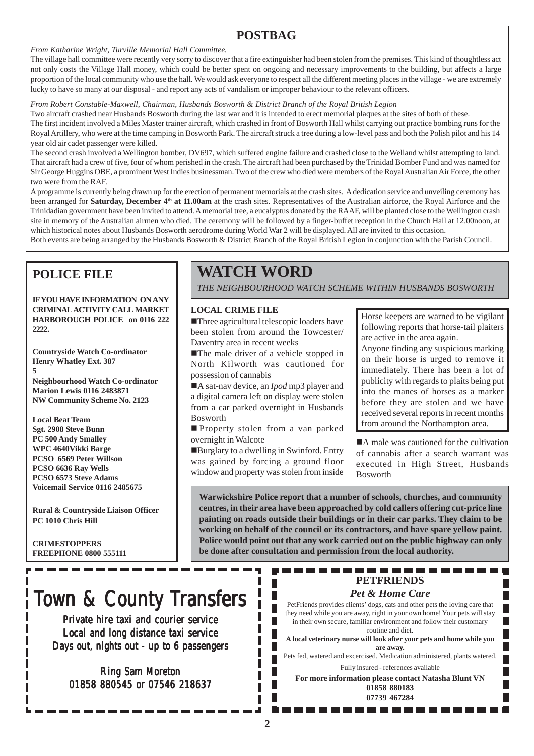## POSTBAG

*From Katharine Wright, Turville Memorial Hall Committee.*

The village hall committee were recently very sorry to discover that a fire extinguisher had been stolen from the premises. This kind of thoughtless act not only costs the Village Hall money, which could be better spent on ongoing and necessary improvements to the building, but affects a large proportion of the local community who use the hall. We would ask everyone to respect all the different meeting places in the village - we are extremely lucky to have so many at our disposal - and report any acts of vandalism or improper behaviour to the relevant officers.

*From Robert Constable-Maxwell, Chairman, Husbands Bosworth & District Branch of the Royal British Legion*

Two aircraft crashed near Husbands Bosworth during the last war and it is intended to erect memorial plaques at the sites of both of these.

The first incident involved a Miles Master trainer aircraft, which crashed in front of Bosworth Hall whilst carrying out practice bombing runs for the Royal Artillery, who were at the time camping in Bosworth Park. The aircraft struck a tree during a low-level pass and both the Polish pilot and his 14 year old air cadet passenger were killed.

The second crash involved a Wellington bomber, DV697, which suffered engine failure and crashed close to the Welland whilst attempting to land. That aircraft had a crew of five, four of whom perished in the crash. The aircraft had been purchased by the Trinidad Bomber Fund and was named for Sir George Huggins OBE, a prominent West Indies businessman. Two of the crew who died were members of the Royal Australian Air Force, the other two were from the RAF.

A programme is currently being drawn up for the erection of permanent memorials at the crash sites. A dedication service and unveiling ceremony has been arranged for **Saturday, December 4th at 11.00am** at the crash sites. Representatives of the Australian airforce, the Royal Airforce and the Trinidadian government have been invited to attend. A memorial tree, a eucalyptus donated by the RAAF, will be planted close to the Wellington crash site in memory of the Australian airmen who died. The ceremony will be followed by a finger-buffet reception in the Church Hall at 12.00noon, at which historical notes about Husbands Bosworth aerodrome during World War 2 will be displayed. All are invited to this occasion.

Both events are being arranged by the Husbands Bosworth & District Branch of the Royal British Legion in conjunction with the Parish Council.

## POLICE FILE

**IF YOU HAVE INFORMATION ON ANY CRIMINAL ACTIVITY CALL MARKET HARBOROUGH POLICE on 0116 222 2222.**

**Countryside Watch Co-ordinator**
**Henry Whatley Ext. 387**
**5**
**Neighbourhood Watch Co-ordinator**
**Marion Lewis 0116 2483871**
**NW Community Scheme No. 2123**

**Local Beat Team**
**Sgt. 2908 Steve Bunn**
**PC 500 Andy Smalley**
**WPC 4640Vikki Barge**
**PCSO 6569 Peter Willson**
**PCSO 6636 Ray Wells**
**PCSO 6573 Steve Adams**
**Voicemail Service 0116 2485675**

**Rural & Countryside Liaison Officer**
**PC 1010 Chris Hill**

**CRIMESTOPPERS**
**FREEPHONE 0800 555111**

## WATCH WORD

*THE NEIGHBOURHOOD WATCH SCHEME WITHIN HUSBANDS BOSWORTH*

### LOCAL CRIME FILE

- Three agricultural telescopic loaders have been stolen from around the Towcester/ Daventry area in recent weeks
- The male driver of a vehicle stopped in North Kilworth was cautioned for possession of cannabis
- A sat-nav device, an *Ipod* mp3 player and a digital camera left on display were stolen from a car parked overnight in Husbands Bosworth
- Property stolen from a van parked overnight in Walcote
- Burglary to a dwelling in Swinford. Entry was gained by forcing a ground floor window and property was stolen from inside

Horse keepers are warned to be vigilant following reports that horse-tail plaiters are active in the area again.
Anyone finding any suspicious marking on their horse is urged to remove it immediately. There has been a lot of publicity with regards to plaits being put into the manes of horses as a marker before they are stolen and we have received several reports in recent months from around the Northampton area.

- A male was cautioned for the cultivation of cannabis after a search warrant was executed in High Street, Husbands Bosworth

**Warwickshire Police report that a number of schools, churches, and community centres, in their area have been approached by cold callers offering cut-price line painting on roads outside their buildings or in their car parks. They claim to be working on behalf of the council or its contractors, and have spare yellow paint. Police would point out that any work carried out on the public highway can only be done after consultation and permission from the local authority.**

## Town & County Transfers

Private hire taxi and courier service
Local and long distance taxi service
Days out, nights out - up to 6 passengers

Ring Sam Moreton
01858 880545 or 07546 218637

## PETFRIENDS

### *Pet & Home Care*

PetFriends provides clients' dogs, cats and other pets the loving care that they need while you are away, right in your own home! Your pets will stay in their own secure, familiar environment and follow their customary routine and diet.

**A local veterinary nurse will look after your pets and home while you are away.**

Pets fed, watered and excercised. Medication administered, plants watered.

Fully insured - references available

**For more information please contact Natasha Blunt VN**
**01858 880183**
**07739 467284**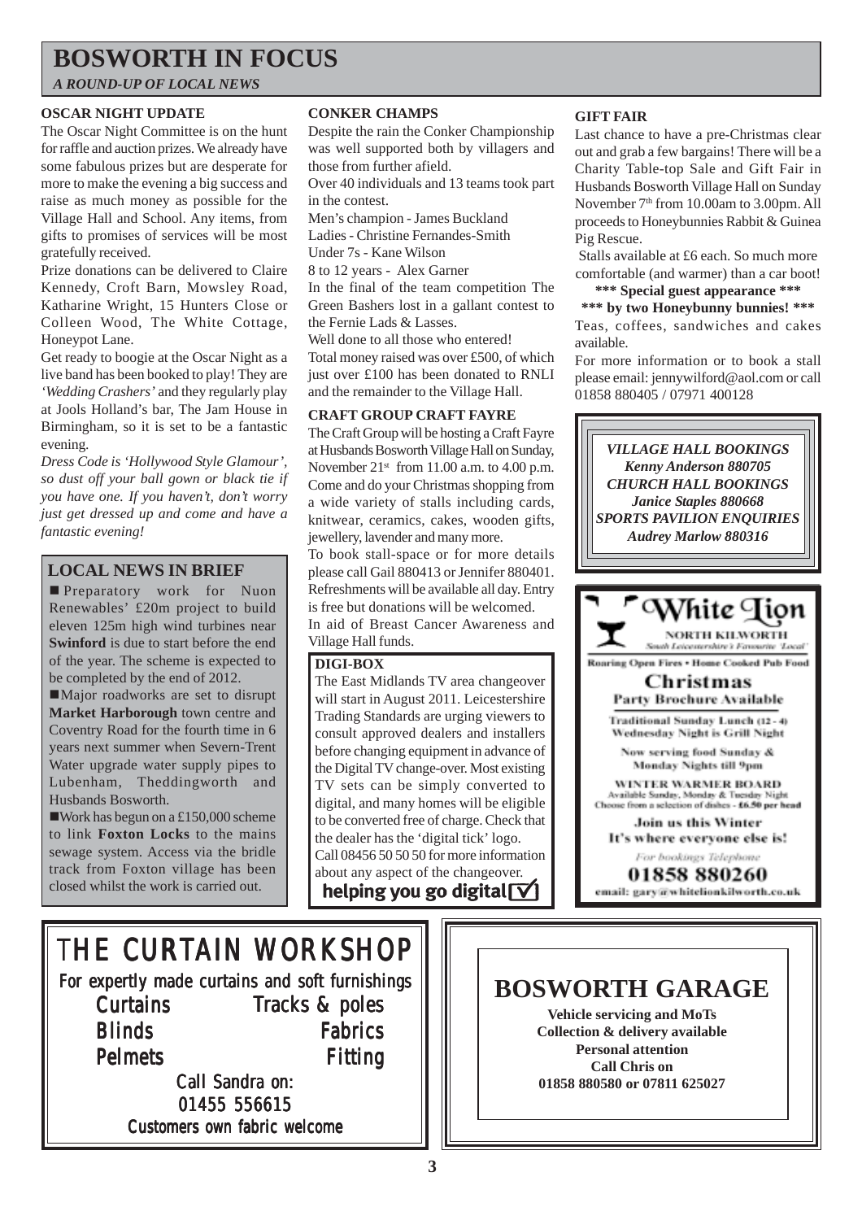# BOSWORTH IN FOCUS

*A ROUND-UP OF LOCAL NEWS*

### OSCAR NIGHT UPDATE

The Oscar Night Committee is on the hunt for raffle and auction prizes. We already have some fabulous prizes but are desperate for more to make the evening a big success and raise as much money as possible for the Village Hall and School. Any items, from gifts to promises of services will be most gratefully received.

Prize donations can be delivered to Claire Kennedy, Croft Barn, Mowsley Road, Katharine Wright, 15 Hunters Close or Colleen Wood, The White Cottage, Honeypot Lane.

Get ready to boogie at the Oscar Night as a live band has been booked to play! They are *'Wedding Crashers'* and they regularly play at Jools Holland's bar, The Jam House in Birmingham, so it is set to be a fantastic evening.

*Dress Code is 'Hollywood Style Glamour', so dust off your ball gown or black tie if you have one. If you haven't, don't worry just get dressed up and come and have a fantastic evening!*

## LOCAL NEWS IN BRIEF

- Preparatory work for Nuon Renewables' £20m project to build eleven 125m high wind turbines near **Swinford** is due to start before the end of the year. The scheme is expected to be completed by the end of 2012.
- Major roadworks are set to disrupt **Market Harborough** town centre and Coventry Road for the fourth time in 6 years next summer when Severn-Trent Water upgrade water supply pipes to Lubenham, Theddingworth and Husbands Bosworth.
- Work has begun on a £150,000 scheme to link **Foxton Locks** to the mains sewage system. Access via the bridle track from Foxton village has been closed whilst the work is carried out.

### CONKER CHAMPS

Despite the rain the Conker Championship was well supported both by villagers and those from further afield.

Over 40 individuals and 13 teams took part in the contest.

Men's champion - James Buckland
Ladies - Christine Fernandes-Smith
Under 7s - Kane Wilson
8 to 12 years - Alex Garner

In the final of the team competition The Green Bashers lost in a gallant contest to the Fernie Lads & Lasses.

Well done to all those who entered!

Total money raised was over £500, of which just over £100 has been donated to RNLI and the remainder to the Village Hall.

### CRAFT GROUP CRAFT FAYRE

The Craft Group will be hosting a Craft Fayre at Husbands Bosworth Village Hall on Sunday, November 21st from 11.00 a.m. to 4.00 p.m. Come and do your Christmas shopping from a wide variety of stalls including cards, knitwear, ceramics, cakes, wooden gifts, jewellery, lavender and many more.

To book stall-space or for more details please call Gail 880413 or Jennifer 880401. Refreshments will be available all day. Entry is free but donations will be welcomed.

In aid of Breast Cancer Awareness and Village Hall funds.

### DIGI-BOX

The East Midlands TV area changeover will start in August 2011. Leicestershire Trading Standards are urging viewers to consult approved dealers and installers before changing equipment in advance of the Digital TV change-over. Most existing TV sets can be simply converted to digital, and many homes will be eligible to be converted free of charge. Check that the dealer has the 'digital tick' logo. Call 08456 50 50 50 for more information about any aspect of the changeover.

**helping you go digital ☑**

### GIFT FAIR

Last chance to have a pre-Christmas clear out and grab a few bargains! There will be a Charity Table-top Sale and Gift Fair in Husbands Bosworth Village Hall on Sunday November 7th from 10.00am to 3.00pm. All proceeds to Honeybunnies Rabbit & Guinea Pig Rescue.

Stalls available at £6 each. So much more comfortable (and warmer) than a car boot!

**\*\*\* Special guest appearance \*\*\***
**\*\*\* by two Honeybunny bunnies! \*\*\***

Teas, coffees, sandwiches and cakes available.

For more information or to book a stall please email: jennywilford@aol.com or call 01858 880405 / 07971 400128

***VILLAGE HALL BOOKINGS***
***Kenny Anderson 880705***
***CHURCH HALL BOOKINGS***
***Janice Staples 880668***
***SPORTS PAVILION ENQUIRIES***
***Audrey Marlow 880316***

**White Lion**
NORTH KILWORTH
South Leicestershire's Favourite 'Local'

Roaring Open Fires • Home Cooked Pub Food

**Christmas**
**Party Brochure Available**

Traditional Sunday Lunch (12 - 4)
Wednesday Night is Grill Night

Now serving food Sunday & Monday Nights till 9pm

WINTER WARMER BOARD
Available Sunday, Monday & Tuesday Night
Choose from a selection of dishes - £6.50 per head

Join us this Winter
It's where everyone else is!

For bookings Telephone
**01858 880260**
email: gary@whitelionkilworth.co.uk

## THE CURTAIN WORKSHOP

For expertly made curtains and soft furnishings

Curtains — Tracks & poles
Blinds — Fabrics
Pelmets — Fitting

Call Sandra on:
01455 556615
Customers own fabric welcome

## BOSWORTH GARAGE

**Vehicle servicing and MoTs**
**Collection & delivery available**
**Personal attention**
**Call Chris on**
**01858 880580 or 07811 625027**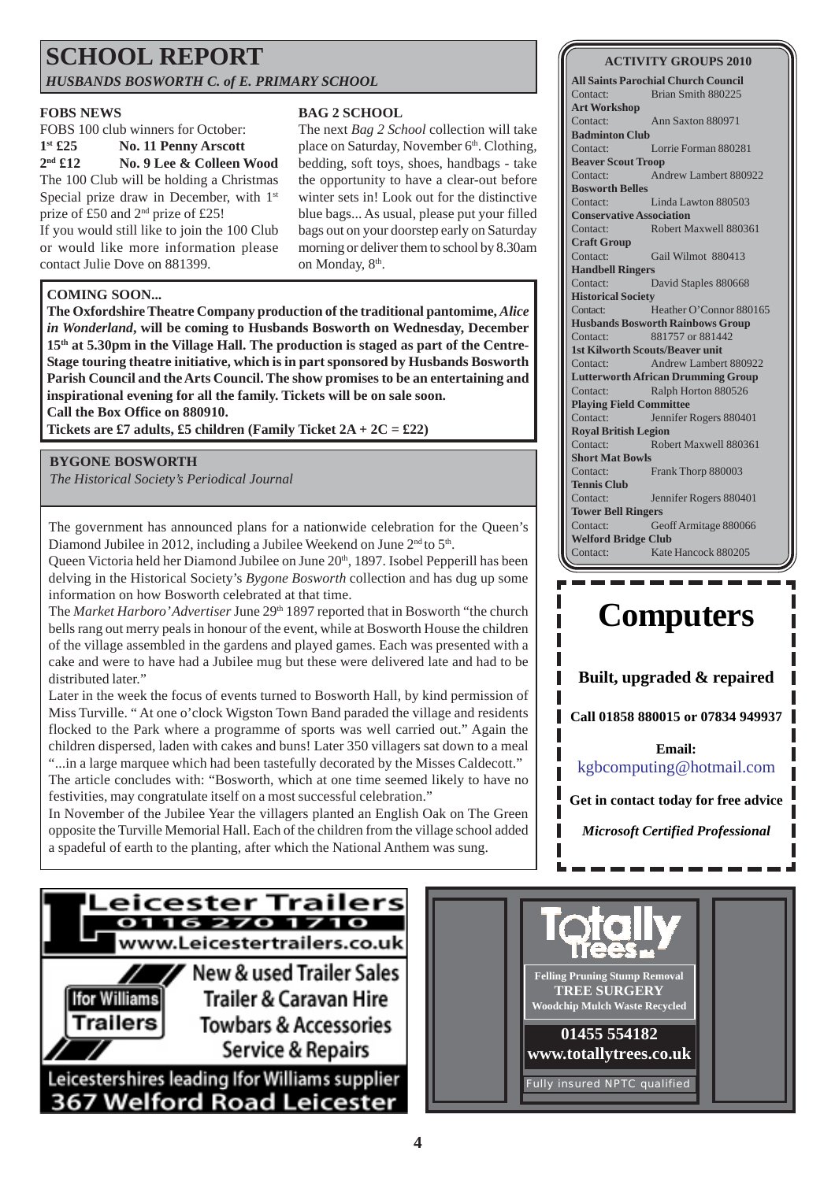# SCHOOL REPORT

*HUSBANDS BOSWORTH C. of E. PRIMARY SCHOOL*

### FOBS NEWS

FOBS 100 club winners for October:

**1st £25 No. 11 Penny Arscott**
**2nd £12 No. 9 Lee & Colleen Wood**

The 100 Club will be holding a Christmas Special prize draw in December, with 1st prize of £50 and 2nd prize of £25!

If you would still like to join the 100 Club or would like more information please contact Julie Dove on 881399.

### BAG 2 SCHOOL

The next *Bag 2 School* collection will take place on Saturday, November 6th. Clothing, bedding, soft toys, shoes, handbags - take the opportunity to have a clear-out before winter sets in! Look out for the distinctive blue bags... As usual, please put your filled bags out on your doorstep early on Saturday morning or deliver them to school by 8.30am on Monday, 8th.

### COMING SOON...

**The Oxfordshire Theatre Company production of the traditional pantomime, *Alice in Wonderland*, will be coming to Husbands Bosworth on Wednesday, December 15th at 5.30pm in the Village Hall. The production is staged as part of the Centre-Stage touring theatre initiative, which is in part sponsored by Husbands Bosworth Parish Council and the Arts Council. The show promises to be an entertaining and inspirational evening for all the family. Tickets will be on sale soon.**
**Call the Box Office on 880910.**
**Tickets are £7 adults, £5 children (Family Ticket 2A + 2C = £22)**

### BYGONE BOSWORTH

*The Historical Society's Periodical Journal*

The government has announced plans for a nationwide celebration for the Queen's Diamond Jubilee in 2012, including a Jubilee Weekend on June 2nd to 5th.

Queen Victoria held her Diamond Jubilee on June 20th, 1897. Isobel Pepperill has been delving in the Historical Society's *Bygone Bosworth* collection and has dug up some information on how Bosworth celebrated at that time.

The *Market Harboro' Advertiser* June 29th 1897 reported that in Bosworth "the church bells rang out merry peals in honour of the event, while at Bosworth House the children of the village assembled in the gardens and played games. Each was presented with a cake and were to have had a Jubilee mug but these were delivered late and had to be distributed later."

Later in the week the focus of events turned to Bosworth Hall, by kind permission of Miss Turville. " At one o'clock Wigston Town Band paraded the village and residents flocked to the Park where a programme of sports was well carried out." Again the children dispersed, laden with cakes and buns! Later 350 villagers sat down to a meal "...in a large marquee which had been tastefully decorated by the Misses Caldecott."

The article concludes with: "Bosworth, which at one time seemed likely to have no festivities, may congratulate itself on a most successful celebration."

In November of the Jubilee Year the villagers planted an English Oak on The Green opposite the Turville Memorial Hall. Each of the children from the village school added a spadeful of earth to the planting, after which the National Anthem was sung.

### ACTIVITY GROUPS 2010

**All Saints Parochial Church Council**
Contact: Brian Smith 880225
**Art Workshop**
Contact: Ann Saxton 880971
**Badminton Club**
Contact: Lorrie Forman 880281
**Beaver Scout Troop**
Contact: Andrew Lambert 880922
**Bosworth Belles**
Contact: Linda Lawton 880503
**Conservative Association**
Contact: Robert Maxwell 880361
**Craft Group**
Contact: Gail Wilmot 880413
**Handbell Ringers**
Contact: David Staples 880668
**Historical Society**
Contact: Heather O'Connor 880165
**Husbands Bosworth Rainbows Group**
Contact: 881757 or 881442
**1st Kilworth Scouts/Beaver unit**
Contact: Andrew Lambert 880922
**Lutterworth African Drumming Group**
Contact: Ralph Horton 880526
**Playing Field Committee**
Contact: Jennifer Rogers 880401
**Royal British Legion**
Contact: Robert Maxwell 880361
**Short Mat Bowls**
Contact: Frank Thorp 880003
**Tennis Club**
Contact: Jennifer Rogers 880401
**Tower Bell Ringers**
Contact: Geoff Armitage 880066
**Welford Bridge Club**
Contact: Kate Hancock 880205

# Computers

**Built, upgraded & repaired**

**Call 01858 880015 or 07834 949937**

**Email:**
kgbcomputing@hotmail.com

**Get in contact today for free advice**

***Microsoft Certified Professional***

**Leicester Trailers**
0116 270 1710
www.Leicestertrailers.co.uk
Ifor Williams Trailers
New & used Trailer Sales
Trailer & Caravan Hire
Towbars & Accessories
Service & Repairs
Leicestershires leading Ifor Williams supplier
367 Welford Road Leicester

**Totally Trees**
**Felling Pruning Stump Removal**
**TREE SURGERY**
**Woodchip Mulch Waste Recycled**
**01455 554182**
**www.totallytrees.co.uk**
Fully insured NPTC qualified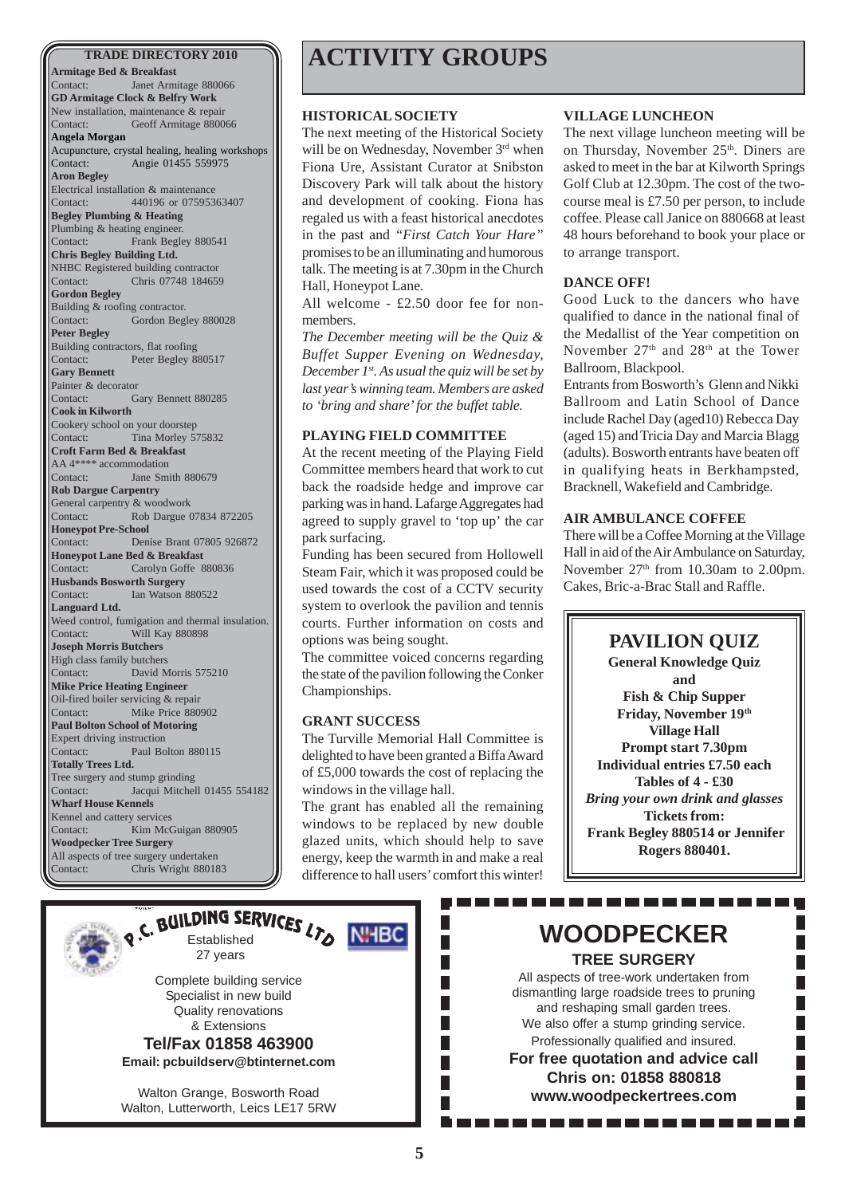## TRADE DIRECTORY 2010

**Armitage Bed & Breakfast**
Contact: Janet Armitage 880066

**GD Armitage Clock & Belfry Work**
New installation, maintenance & repair
Contact: Geoff Armitage 880066

**Angela Morgan**
Acupuncture, crystal healing, healing workshops
Contact: Angie 01455 559975

**Aron Begley**
Electrical installation & maintenance
Contact: 440196 or 07595363407

**Begley Plumbing & Heating**
Plumbing & heating engineer.
Contact: Frank Begley 880541

**Chris Begley Building Ltd.**
NHBC Registered building contractor
Contact: Chris 07748 184659

**Gordon Begley**
Building & roofing contractor.
Contact: Gordon Begley 880028

**Peter Begley**
Building contractors, flat roofing
Contact: Peter Begley 880517

**Gary Bennett**
Painter & decorator
Contact: Gary Bennett 880285

**Cook in Kilworth**
Cookery school on your doorstep
Contact: Tina Morley 575832

**Croft Farm Bed & Breakfast**
AA 4**** accommodation
Contact: Jane Smith 880679

**Rob Dargue Carpentry**
General carpentry & woodwork
Contact: Rob Dargue 07834 872205

**Honeypot Pre-School**
Contact: Denise Brant 07805 926872

**Honeypot Lane Bed & Breakfast**
Contact: Carolyn Goffe 880836

**Husbands Bosworth Surgery**
Contact: Ian Watson 880522

**Languard Ltd.**
Weed control, fumigation and thermal insulation.
Contact: Will Kay 880898

**Joseph Morris Butchers**
High class family butchers
Contact: David Morris 575210

**Mike Price Heating Engineer**
Oil-fired boiler servicing & repair
Contact: Mike Price 880902

**Paul Bolton School of Motoring**
Expert driving instruction
Contact: Paul Bolton 880115

**Totally Trees Ltd.**
Tree surgery and stump grinding
Contact: Jacqui Mitchell 01455 554182

**Wharf House Kennels**
Kennel and cattery services
Contact: Kim McGuigan 880905

**Woodpecker Tree Surgery**
All aspects of tree surgery undertaken
Contact: Chris Wright 880183

# ACTIVITY GROUPS

### HISTORICAL SOCIETY

The next meeting of the Historical Society will be on Wednesday, November 3rd when Fiona Ure, Assistant Curator at Snibston Discovery Park will talk about the history and development of cooking. Fiona has regaled us with a feast historical anecdotes in the past and *"First Catch Your Hare"* promises to be an illuminating and humorous talk. The meeting is at 7.30pm in the Church Hall, Honeypot Lane.

All welcome - £2.50 door fee for non-members.

*The December meeting will be the Quiz & Buffet Supper Evening on Wednesday, December 1st. As usual the quiz will be set by last year's winning team. Members are asked to 'bring and share' for the buffet table.*

### PLAYING FIELD COMMITTEE

At the recent meeting of the Playing Field Committee members heard that work to cut back the roadside hedge and improve car parking was in hand. Lafarge Aggregates had agreed to supply gravel to 'top up' the car park surfacing.

Funding has been secured from Hollowell Steam Fair, which it was proposed could be used towards the cost of a CCTV security system to overlook the pavilion and tennis courts. Further information on costs and options was being sought.

The committee voiced concerns regarding the state of the pavilion following the Conker Championships.

### GRANT SUCCESS

The Turville Memorial Hall Committee is delighted to have been granted a Biffa Award of £5,000 towards the cost of replacing the windows in the village hall.

The grant has enabled all the remaining windows to be replaced by new double glazed units, which should help to save energy, keep the warmth in and make a real difference to hall users' comfort this winter!

### VILLAGE LUNCHEON

The next village luncheon meeting will be on Thursday, November 25th. Diners are asked to meet in the bar at Kilworth Springs Golf Club at 12.30pm. The cost of the two-course meal is £7.50 per person, to include coffee. Please call Janice on 880668 at least 48 hours beforehand to book your place or to arrange transport.

### DANCE OFF!

Good Luck to the dancers who have qualified to dance in the national final of the Medallist of the Year competition on November 27th and 28th at the Tower Ballroom, Blackpool.

Entrants from Bosworth's Glenn and Nikki Ballroom and Latin School of Dance include Rachel Day (aged10) Rebecca Day (aged 15) and Tricia Day and Marcia Blagg (adults). Bosworth entrants have beaten off in qualifying heats in Berkhampsted, Bracknell, Wakefield and Cambridge.

### AIR AMBULANCE COFFEE

There will be a Coffee Morning at the Village Hall in aid of the Air Ambulance on Saturday, November 27th from 10.30am to 2.00pm. Cakes, Bric-a-Brac Stall and Raffle.

## PAVILION QUIZ

**General Knowledge Quiz**
**and**
**Fish & Chip Supper**
**Friday, November 19th**
**Village Hall**
**Prompt start 7.30pm**
**Individual entries £7.50 each**
**Tables of 4 - £30**
***Bring your own drink and glasses***
**Tickets from:**
**Frank Begley 880514 or Jennifer Rogers 880401.**

---

**P.C. BUILDING SERVICES LTD**
Established 27 years
NHBC

Complete building service
Specialist in new build
Quality renovations
& Extensions

**Tel/Fax 01858 463900**
**Email: pcbuildserv@btinternet.com**

Walton Grange, Bosworth Road
Walton, Lutterworth, Leics LE17 5RW

---

## WOODPECKER
### TREE SURGERY

All aspects of tree-work undertaken from dismantling large roadside trees to pruning and reshaping small garden trees.
We also offer a stump grinding service.
Professionally qualified and insured.

**For free quotation and advice call**
**Chris on: 01858 880818**
**www.woodpeckertrees.com**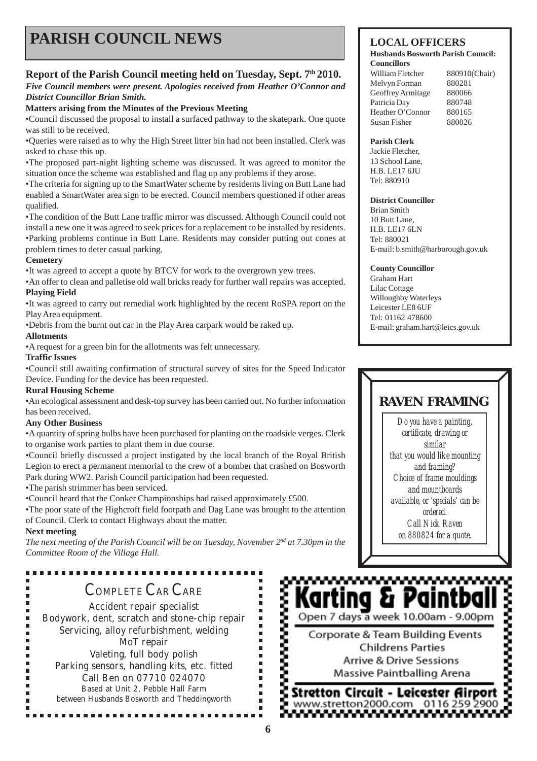# PARISH COUNCIL NEWS

## Report of the Parish Council meeting held on Tuesday, Sept. 7th 2010.

*Five Council members were present. Apologies received from Heather O'Connor and District Councillor Brian Smith.*

**Matters arising from the Minutes of the Previous Meeting**

- Council discussed the proposal to install a surfaced pathway to the skatepark. One quote was still to be received.
- Queries were raised as to why the High Street litter bin had not been installed. Clerk was asked to chase this up.
- The proposed part-night lighting scheme was discussed. It was agreed to monitor the situation once the scheme was established and flag up any problems if they arose.
- The criteria for signing up to the SmartWater scheme by residents living on Butt Lane had enabled a SmartWater area sign to be erected. Council members questioned if other areas qualified.
- The condition of the Butt Lane traffic mirror was discussed. Although Council could not install a new one it was agreed to seek prices for a replacement to be installed by residents.
- Parking problems continue in Butt Lane. Residents may consider putting out cones at problem times to deter casual parking.

**Cemetery**

- It was agreed to accept a quote by BTCV for work to the overgrown yew trees.
- An offer to clean and palletise old wall bricks ready for further wall repairs was accepted.

**Playing Field**

- It was agreed to carry out remedial work highlighted by the recent RoSPA report on the Play Area equipment.
- Debris from the burnt out car in the Play Area carpark would be raked up.

**Allotments**

- A request for a green bin for the allotments was felt unnecessary.

**Traffic Issues**

- Council still awaiting confirmation of structural survey of sites for the Speed Indicator Device. Funding for the device has been requested.

**Rural Housing Scheme**

- An ecological assessment and desk-top survey has been carried out. No further information has been received.

**Any Other Business**

- A quantity of spring bulbs have been purchased for planting on the roadside verges. Clerk to organise work parties to plant them in due course.
- Council briefly discussed a project instigated by the local branch of the Royal British Legion to erect a permanent memorial to the crew of a bomber that crashed on Bosworth Park during WW2. Parish Council participation had been requested.
- The parish strimmer has been serviced.
- Council heard that the Conker Championships had raised approximately £500.
- The poor state of the Highcroft field footpath and Dag Lane was brought to the attention of Council. Clerk to contact Highways about the matter.

**Next meeting**

*The next meeting of the Parish Council will be on Tuesday, November 2nd at 7.30pm in the Committee Room of the Village Hall.*

## LOCAL OFFICERS

**Husbands Bosworth Parish Council: Councillors**

| | |
|---|---|
| William Fletcher | 880910(Chair) |
| Melvyn Forman | 880281 |
| Geoffrey Armitage | 880066 |
| Patricia Day | 880748 |
| Heather O'Connor | 880165 |
| Susan Fisher | 880026 |

**Parish Clerk**
Jackie Fletcher,
13 School Lane,
H.B. LE17 6JU
Tel: 880910

**District Councillor**
Brian Smith
10 Butt Lane,
H.B. LE17 6LN
Tel: 880021
E-mail: b.smith@harborough.gov.uk

**County Councillor**
Graham Hart
Lilac Cottage
Willoughby Waterleys
Leicester LE8 6UF
Tel: 01162 478600
E-mail: graham.hart@leics.gov.uk

## RAVEN FRAMING

*Do you have a painting, certificate, drawing or similar that you would like mounting and framing?*
*Choice of frame mouldings and mountboards available, or 'specials' can be ordered.*
*Call Nick Raven on 880824 for a quote.*

## COMPLETE CAR CARE

Accident repair specialist
Bodywork, dent, scratch and stone-chip repair
Servicing, alloy refurbishment, welding
MoT repair
Valeting, full body polish
Parking sensors, handling kits, etc. fitted
Call Ben on 07710 024070
Based at Unit 2, Pebble Hall Farm
between Husbands Bosworth and Theddingworth

## Karting & Paintball

Open 7 days a week 10.00am - 9.00pm

Corporate & Team Building Events
Childrens Parties
Arrive & Drive Sessions
Massive Paintballing Arena

**Stretton Circuit - Leicester Airport**
www.stretton2000.com 0116 259 2900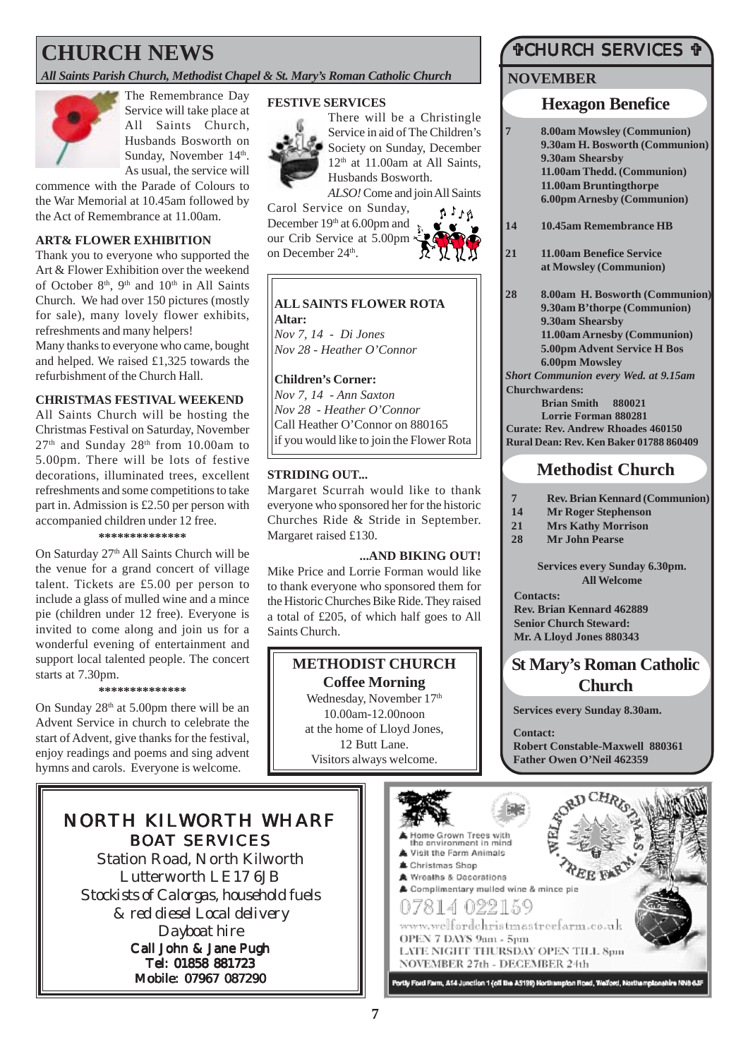# CHURCH NEWS

*All Saints Parish Church, Methodist Chapel & St. Mary's Roman Catholic Church*

The Remembrance Day Service will take place at All Saints Church, Husbands Bosworth on Sunday, November 14th. As usual, the service will commence with the Parade of Colours to the War Memorial at 10.45am followed by the Act of Remembrance at 11.00am.

### ART& FLOWER EXHIBITION

Thank you to everyone who supported the Art & Flower Exhibition over the weekend of October 8th, 9th and 10th in All Saints Church. We had over 150 pictures (mostly for sale), many lovely flower exhibits, refreshments and many helpers!

Many thanks to everyone who came, bought and helped. We raised £1,325 towards the refurbishment of the Church Hall.

### CHRISTMAS FESTIVAL WEEKEND

All Saints Church will be hosting the Christmas Festival on Saturday, November 27th and Sunday 28th from 10.00am to 5.00pm. There will be lots of festive decorations, illuminated trees, excellent refreshments and some competitions to take part in. Admission is £2.50 per person with accompanied children under 12 free.

**************

On Saturday 27th All Saints Church will be the venue for a grand concert of village talent. Tickets are £5.00 per person to include a glass of mulled wine and a mince pie (children under 12 free). Everyone is invited to come along and join us for a wonderful evening of entertainment and support local talented people. The concert starts at 7.30pm.

**************

On Sunday 28th at 5.00pm there will be an Advent Service in church to celebrate the start of Advent, give thanks for the festival, enjoy readings and poems and sing advent hymns and carols. Everyone is welcome.

### FESTIVE SERVICES

There will be a Christingle Service in aid of The Children's Society on Sunday, December 12th at 11.00am at All Saints, Husbands Bosworth.

*ALSO!* Come and join All Saints Carol Service on Sunday, December 19th at 6.00pm and our Crib Service at 5.00pm on December 24th.

### ALL SAINTS FLOWER ROTA

**Altar:**
*Nov 7, 14 - Di Jones*
*Nov 28 - Heather O'Connor*

**Children's Corner:**
*Nov 7, 14 - Ann Saxton*
*Nov 28 - Heather O'Connor*

Call Heather O'Connor on 880165 if you would like to join the Flower Rota

### STRIDING OUT...

Margaret Scurrah would like to thank everyone who sponsored her for the historic Churches Ride & Stride in September. Margaret raised £130.

### ...AND BIKING OUT!

Mike Price and Lorrie Forman would like to thank everyone who sponsored them for the Historic Churches Bike Ride. They raised a total of £205, of which half goes to All Saints Church.

### METHODIST CHURCH Coffee Morning

Wednesday, November 17th
10.00am-12.00noon
at the home of Lloyd Jones,
12 Butt Lane.
Visitors always welcome.

# CHURCH SERVICES

## NOVEMBER

### Hexagon Benefice

**7** 8.00am Mowsley (Communion)
9.30am H. Bosworth (Communion)
9.30am Shearsby
11.00am Thedd. (Communion)
11.00am Bruntingthorpe
6.00pm Arnesby (Communion)

**14** 10.45am Remembrance HB

**21** 11.00am Benefice Service at Mowsley (Communion)

**28** 8.00am H. Bosworth (Communion)
9.30am B'thorpe (Communion)
9.30am Shearsby
11.00am Arnesby (Communion)
5.00pm Advent Service H Bos
6.00pm Mowsley

*Short Communion every Wed. at 9.15am*

**Churchwardens:**
Brian Smith 880021
Lorrie Forman 880281

**Curate: Rev. Andrew Rhoades 460150**
**Rural Dean: Rev. Ken Baker 01788 860409**

### Methodist Church

**7** Rev. Brian Kennard (Communion)
**14** Mr Roger Stephenson
**21** Mrs Kathy Morrison
**28** Mr John Pearse

**Services every Sunday 6.30pm. All Welcome**

**Contacts:**
Rev. Brian Kennard 462889
Senior Church Steward:
Mr. A Lloyd Jones 880343

### St Mary's Roman Catholic Church

**Services every Sunday 8.30am.**

**Contact:**
Robert Constable-Maxwell 880361
Father Owen O'Neil 462359

---

**NORTH KILWORTH WHARF BOAT SERVICES**
Station Road, North Kilworth
Lutterworth LE17 6JB
Stockists of Calorgas, household fuels & red diesel Local delivery
Dayboat hire
**Call John & Jane Pugh**
**Tel: 01858 881723**
**Mobile: 07967 087290**

---

**WELFORD CHRISTMAS TREE FARM**

- Home Grown Trees with the environment in mind
- Visit the Farm Animals
- Christmas Shop
- Wreaths & Decorations
- Complimentary mulled wine & mince pie

07814 022159
www.welfordchristmastreefarm.co.uk
OPEN 7 DAYS 9am - 5pm
LATE NIGHT THURSDAY OPEN TILL 8pm
NOVEMBER 27th - DECEMBER 24th

Portly Ford Farm, A14 Junction 1 (off the A5199) Northampton Road, Welford, Northamptonshire NN6 6JF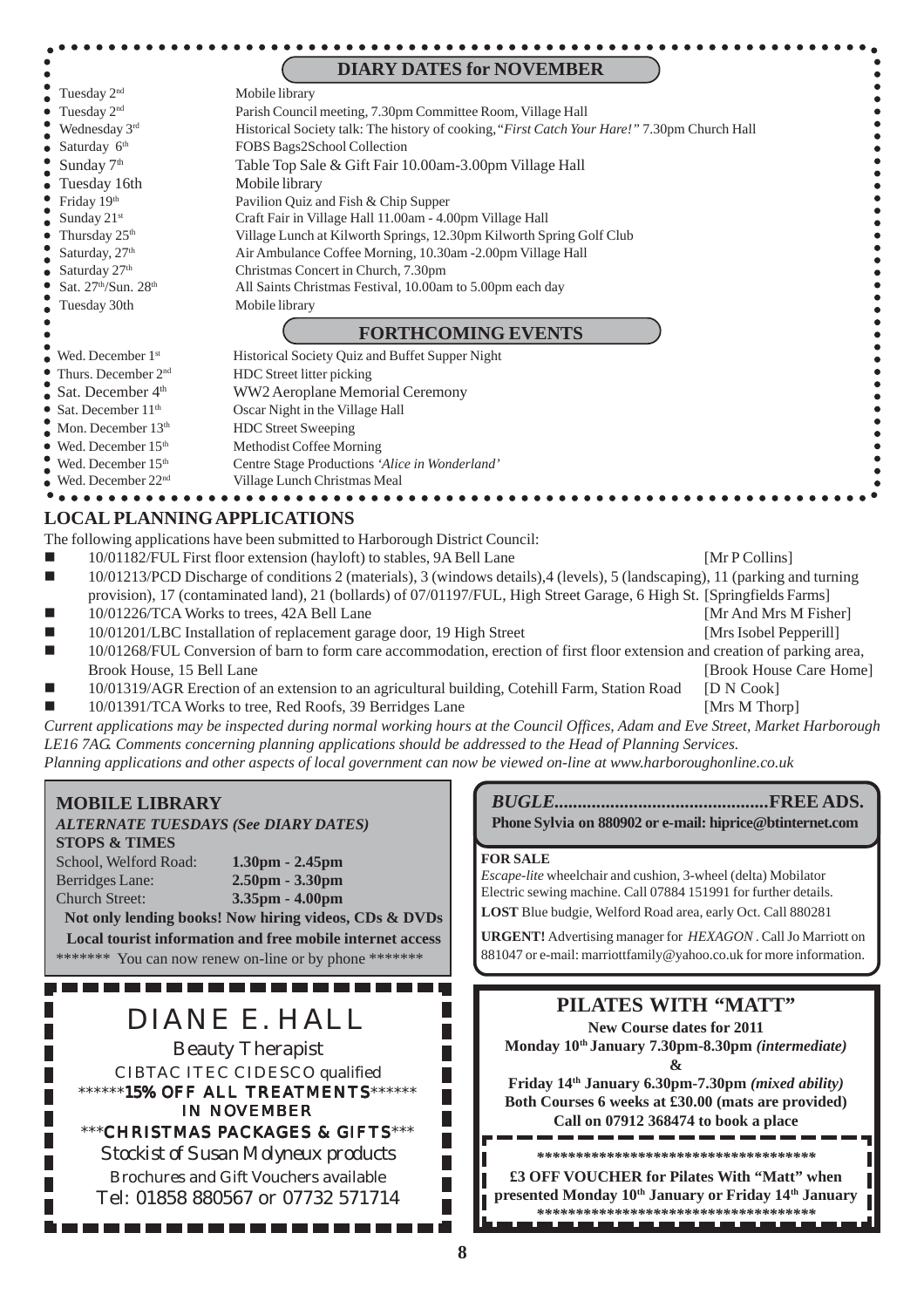## DIARY DATES for NOVEMBER

| | |
|---|---|
| Tuesday 2nd | Mobile library |
| Tuesday 2nd | Parish Council meeting, 7.30pm Committee Room, Village Hall |
| Wednesday 3rd | Historical Society talk: The history of cooking, *"First Catch Your Hare!"* 7.30pm Church Hall |
| Saturday 6th | FOBS Bags2School Collection |
| Sunday 7th | Table Top Sale & Gift Fair 10.00am-3.00pm Village Hall |
| Tuesday 16th | Mobile library |
| Friday 19th | Pavilion Quiz and Fish & Chip Supper |
| Sunday 21st | Craft Fair in Village Hall 11.00am - 4.00pm Village Hall |
| Thursday 25th | Village Lunch at Kilworth Springs, 12.30pm Kilworth Spring Golf Club |
| Saturday, 27th | Air Ambulance Coffee Morning, 10.30am -2.00pm Village Hall |
| Saturday 27th | Christmas Concert in Church, 7.30pm |
| Sat. 27th/Sun. 28th | All Saints Christmas Festival, 10.00am to 5.00pm each day |
| Tuesday 30th | Mobile library |

## FORTHCOMING EVENTS

| | |
|---|---|
| Wed. December 1st | Historical Society Quiz and Buffet Supper Night |
| Thurs. December 2nd | HDC Street litter picking |
| Sat. December 4th | WW2 Aeroplane Memorial Ceremony |
| Sat. December 11th | Oscar Night in the Village Hall |
| Mon. December 13th | HDC Street Sweeping |
| Wed. December 15th | Methodist Coffee Morning |
| Wed. December 15th | Centre Stage Productions *'Alice in Wonderland'* |
| Wed. December 22nd | Village Lunch Christmas Meal |

## LOCAL PLANNING APPLICATIONS

The following applications have been submitted to Harborough District Council:

- 10/01182/FUL First floor extension (hayloft) to stables, 9A Bell Lane [Mr P Collins]
- 10/01213/PCD Discharge of conditions 2 (materials), 3 (windows details),4 (levels), 5 (landscaping), 11 (parking and turning provision), 17 (contaminated land), 21 (bollards) of 07/01197/FUL, High Street Garage, 6 High St. [Springfields Farms]
- 10/01226/TCA Works to trees, 42A Bell Lane [Mr And Mrs M Fisher]
- 10/01201/LBC Installation of replacement garage door, 19 High Street [Mrs Isobel Pepperill]
- 10/01268/FUL Conversion of barn to form care accommodation, erection of first floor extension and creation of parking area, Brook House, 15 Bell Lane [Brook House Care Home]
- 10/01319/AGR Erection of an extension to an agricultural building, Cotehill Farm, Station Road [D N Cook]
- 10/01391/TCA Works to tree, Red Roofs, 39 Berridges Lane [Mrs M Thorp]

*Current applications may be inspected during normal working hours at the Council Offices, Adam and Eve Street, Market Harborough LE16 7AG. Comments concerning planning applications should be addressed to the Head of Planning Services. Planning applications and other aspects of local government can now be viewed on-line at www.harboroughonline.co.uk*

## MOBILE LIBRARY

***ALTERNATE TUESDAYS (See DIARY DATES)***

**STOPS & TIMES**

| | |
|---|---|
| School, Welford Road: | **1.30pm - 2.45pm** |
| Berridges Lane: | **2.50pm - 3.30pm** |
| Church Street: | **3.35pm - 4.00pm** |

**Not only lending books! Now hiring videos, CDs & DVDs**

**Local tourist information and free mobile internet access**

******* You can now renew on-line or by phone *******

# DIANE E. HALL

Beauty Therapist

CIBTAC ITEC CIDESCO qualified

******15% OFF ALL TREATMENTS****** **IN NOVEMBER**

***CHRISTMAS PACKAGES & GIFTS***

*Stockist of Susan Molyneux products*

Brochures and Gift Vouchers available

Tel: 01858 880567 or 07732 571714

## *BUGLE*...............................................FREE ADS.

**Phone Sylvia on 880902 or e-mail: hiprice@btinternet.com**

**FOR SALE**

*Escape-lite* wheelchair and cushion, 3-wheel (delta) Mobilator Electric sewing machine. Call 07884 151991 for further details.

**LOST** Blue budgie, Welford Road area, early Oct. Call 880281

**URGENT!** Advertising manager for *HEXAGON*. Call Jo Marriott on 881047 or e-mail: marriottfamily@yahoo.co.uk for more information.

## PILATES WITH "MATT"

**New Course dates for 2011**

**Monday 10th January 7.30pm-8.30pm *(intermediate)***

**&**

**Friday 14th January 6.30pm-7.30pm *(mixed ability)***

**Both Courses 6 weeks at £30.00 (mats are provided)**

**Call on 07912 368474 to book a place**

**************************************

**£3 OFF VOUCHER for Pilates With "Matt" when presented Monday 10th January or Friday 14th January**

**************************************